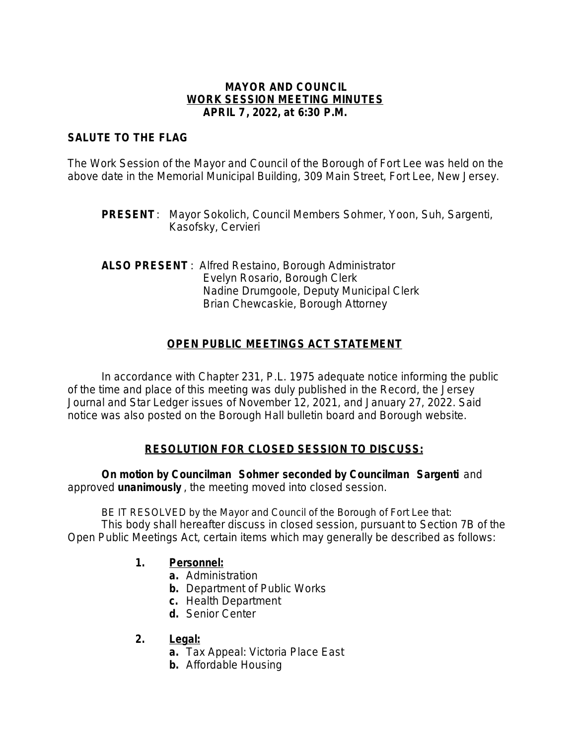**MAYOR AND COUNCIL**
**WORK SESSION MEETING MINUTES**
**APRIL 7, 2022, at 6:30 P.M.**

**SALUTE TO THE FLAG**

The Work Session of the Mayor and Council of the Borough of Fort Lee was held on the above date in the Memorial Municipal Building, 309 Main Street, Fort Lee, New Jersey.

**PRESENT**: Mayor Sokolich, Council Members Sohmer, Yoon, Suh, Sargenti, Kasofsky, Cervieri

**ALSO PRESENT**: Alfred Restaino, Borough Administrator
Evelyn Rosario, Borough Clerk
Nadine Drumgoole, Deputy Municipal Clerk
Brian Chewcaskie, Borough Attorney

## OPEN PUBLIC MEETINGS ACT STATEMENT

In accordance with Chapter 231, P.L. 1975 adequate notice informing the public of the time and place of this meeting was duly published in the Record, the Jersey Journal and Star Ledger issues of November 12, 2021, and January 27, 2022. Said notice was also posted on the Borough Hall bulletin board and Borough website.

## RESOLUTION FOR CLOSED SESSION TO DISCUSS:

**On motion by Councilman Sohmer seconded by Councilman Sargenti** and approved **unanimously**, the meeting moved into closed session.

BE IT RESOLVED by the Mayor and Council of the Borough of Fort Lee that:
This body shall hereafter discuss in closed session, pursuant to Section 7B of the Open Public Meetings Act, certain items which may generally be described as follows:

1. **Personnel:**
   - **a.** Administration
   - **b.** Department of Public Works
   - **c.** Health Department
   - **d.** Senior Center

2. **Legal:**
   - **a.** Tax Appeal: Victoria Place East
   - **b.** Affordable Housing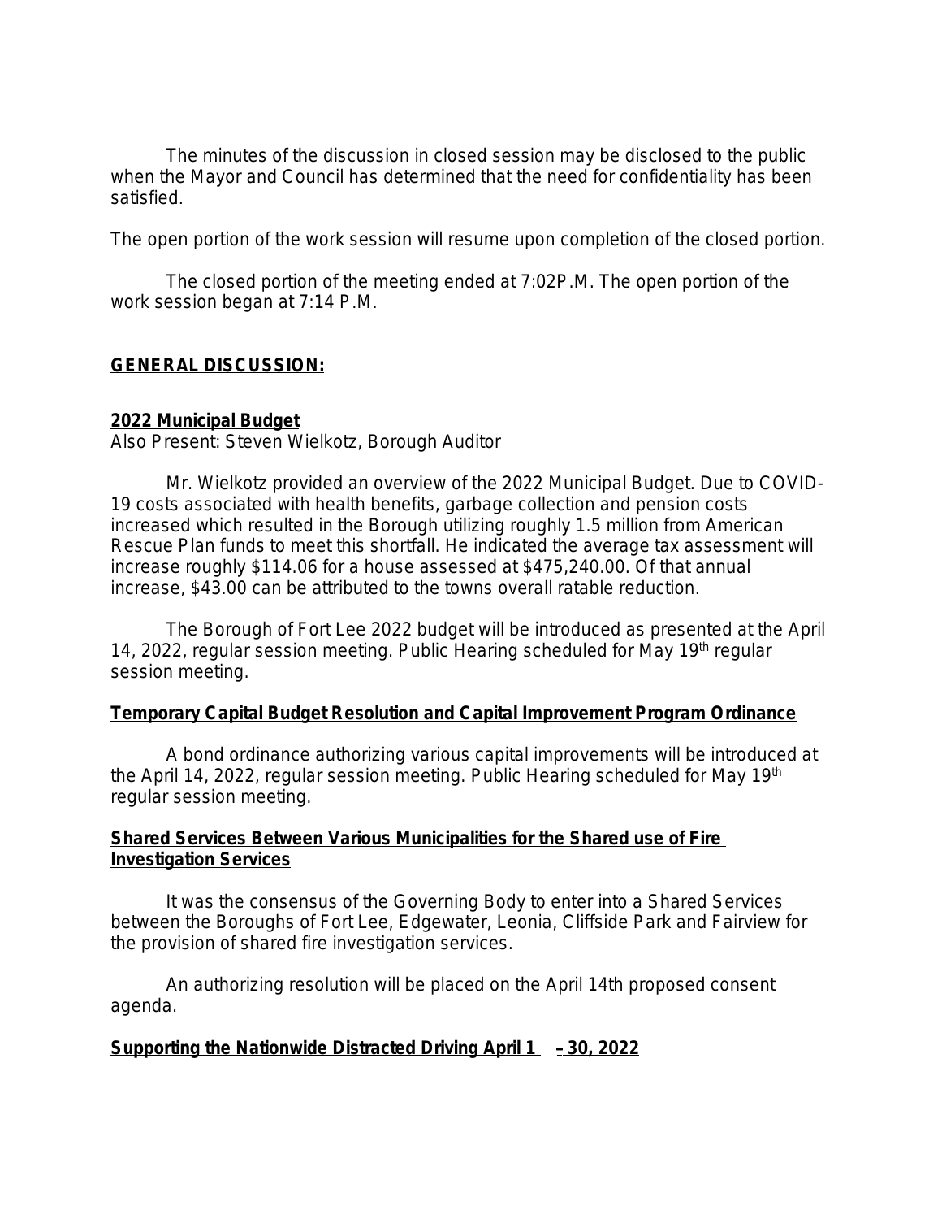The minutes of the discussion in closed session may be disclosed to the public when the Mayor and Council has determined that the need for confidentiality has been satisfied.

The open portion of the work session will resume upon completion of the closed portion.

The closed portion of the meeting ended at 7:02P.M. The open portion of the work session began at 7:14 P.M.

**GENERAL DISCUSSION:**

**2022 Municipal Budget**
Also Present: Steven Wielkotz, Borough Auditor

Mr. Wielkotz provided an overview of the 2022 Municipal Budget. Due to COVID-19 costs associated with health benefits, garbage collection and pension costs increased which resulted in the Borough utilizing roughly 1.5 million from American Rescue Plan funds to meet this shortfall. He indicated the average tax assessment will increase roughly $114.06 for a house assessed at $475,240.00. Of that annual increase, $43.00 can be attributed to the towns overall ratable reduction.

The Borough of Fort Lee 2022 budget will be introduced as presented at the April 14, 2022, regular session meeting. Public Hearing scheduled for May 19th regular session meeting.

**Temporary Capital Budget Resolution and Capital Improvement Program Ordinance**

A bond ordinance authorizing various capital improvements will be introduced at the April 14, 2022, regular session meeting. Public Hearing scheduled for May 19th regular session meeting.

**Shared Services Between Various Municipalities for the Shared use of Fire Investigation Services**

It was the consensus of the Governing Body to enter into a Shared Services between the Boroughs of Fort Lee, Edgewater, Leonia, Cliffside Park and Fairview for the provision of shared fire investigation services.

An authorizing resolution will be placed on the April 14th proposed consent agenda.

**Supporting the Nationwide Distracted Driving April 1 – 30, 2022**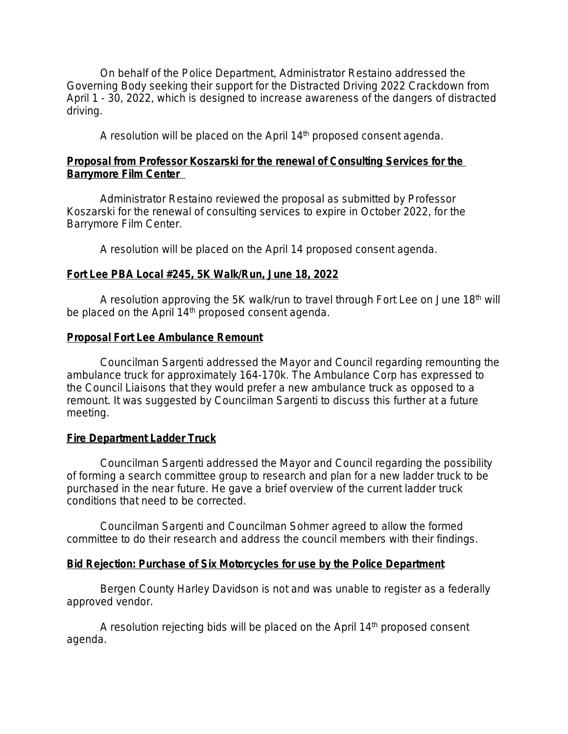On behalf of the Police Department, Administrator Restaino addressed the Governing Body seeking their support for the Distracted Driving 2022 Crackdown from April 1 - 30, 2022, which is designed to increase awareness of the dangers of distracted driving.

A resolution will be placed on the April 14th proposed consent agenda.

**Proposal from Professor Koszarski for the renewal of Consulting Services for the Barrymore Film Center**

Administrator Restaino reviewed the proposal as submitted by Professor Koszarski for the renewal of consulting services to expire in October 2022, for the Barrymore Film Center.

A resolution will be placed on the April 14 proposed consent agenda.

**Fort Lee PBA Local #245, 5K Walk/Run, June 18, 2022**

A resolution approving the 5K walk/run to travel through Fort Lee on June 18th will be placed on the April 14th proposed consent agenda.

**Proposal Fort Lee Ambulance Remount**

Councilman Sargenti addressed the Mayor and Council regarding remounting the ambulance truck for approximately 164-170k. The Ambulance Corp has expressed to the Council Liaisons that they would prefer a new ambulance truck as opposed to a remount. It was suggested by Councilman Sargenti to discuss this further at a future meeting.

**Fire Department Ladder Truck**

Councilman Sargenti addressed the Mayor and Council regarding the possibility of forming a search committee group to research and plan for a new ladder truck to be purchased in the near future. He gave a brief overview of the current ladder truck conditions that need to be corrected.

Councilman Sargenti and Councilman Sohmer agreed to allow the formed committee to do their research and address the council members with their findings.

**Bid Rejection: Purchase of Six Motorcycles for use by the Police Department**

Bergen County Harley Davidson is not and was unable to register as a federally approved vendor.

A resolution rejecting bids will be placed on the April 14th proposed consent agenda.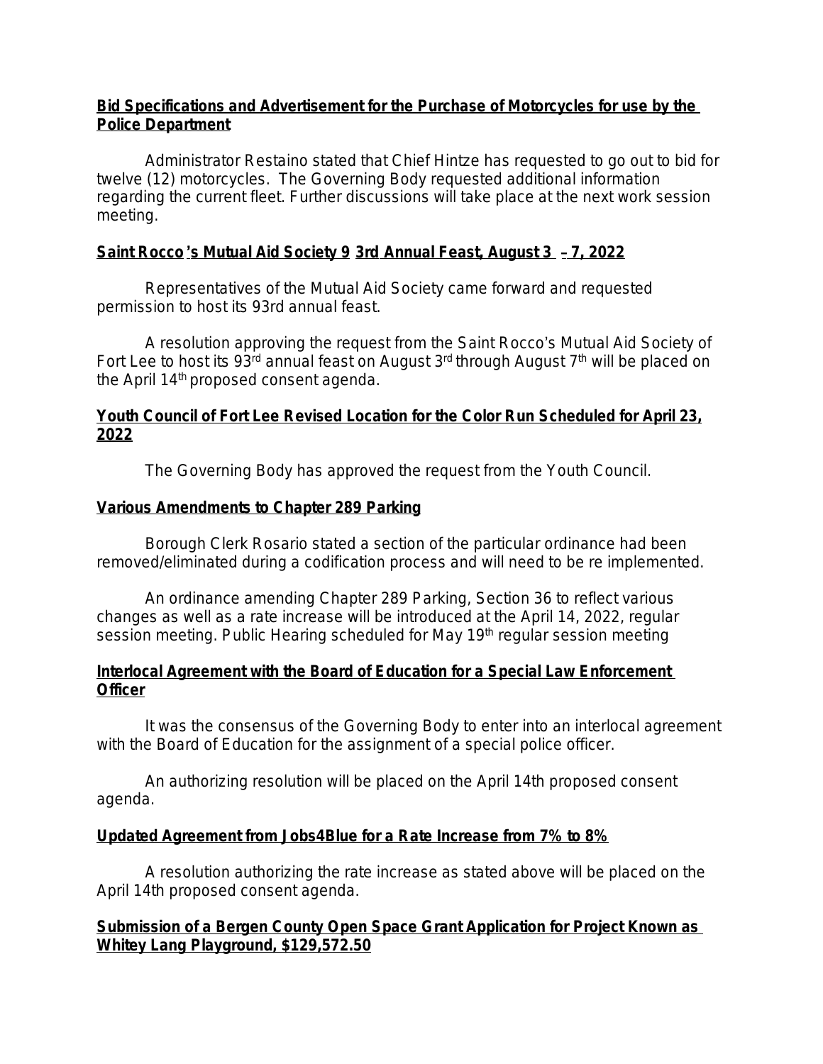**Bid Specifications and Advertisement for the Purchase of Motorcycles for use by the Police Department**

Administrator Restaino stated that Chief Hintze has requested to go out to bid for twelve (12) motorcycles. The Governing Body requested additional information regarding the current fleet. Further discussions will take place at the next work session meeting.

**Saint Rocco's Mutual Aid Society 93rd Annual Feast, August 3 – 7, 2022**

Representatives of the Mutual Aid Society came forward and requested permission to host its 93rd annual feast.

A resolution approving the request from the Saint Rocco's Mutual Aid Society of Fort Lee to host its 93rd annual feast on August 3rd through August 7th will be placed on the April 14th proposed consent agenda.

**Youth Council of Fort Lee Revised Location for the Color Run Scheduled for April 23, 2022**

The Governing Body has approved the request from the Youth Council.

**Various Amendments to Chapter 289 Parking**

Borough Clerk Rosario stated a section of the particular ordinance had been removed/eliminated during a codification process and will need to be re implemented.

An ordinance amending Chapter 289 Parking, Section 36 to reflect various changes as well as a rate increase will be introduced at the April 14, 2022, regular session meeting. Public Hearing scheduled for May 19th regular session meeting

**Interlocal Agreement with the Board of Education for a Special Law Enforcement Officer**

It was the consensus of the Governing Body to enter into an interlocal agreement with the Board of Education for the assignment of a special police officer.

An authorizing resolution will be placed on the April 14th proposed consent agenda.

**Updated Agreement from Jobs4Blue for a Rate Increase from 7% to 8%**

A resolution authorizing the rate increase as stated above will be placed on the April 14th proposed consent agenda.

**Submission of a Bergen County Open Space Grant Application for Project Known as Whitey Lang Playground, $129,572.50**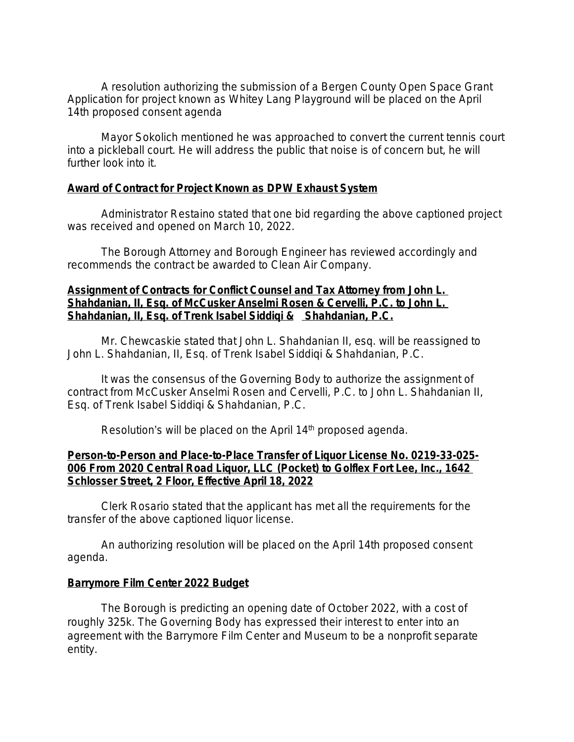A resolution authorizing the submission of a Bergen County Open Space Grant Application for project known as Whitey Lang Playground will be placed on the April 14th proposed consent agenda

Mayor Sokolich mentioned he was approached to convert the current tennis court into a pickleball court. He will address the public that noise is of concern but, he will further look into it.

**Award of Contract for Project Known as DPW Exhaust System**

Administrator Restaino stated that one bid regarding the above captioned project was received and opened on March 10, 2022.

The Borough Attorney and Borough Engineer has reviewed accordingly and recommends the contract be awarded to Clean Air Company.

**Assignment of Contracts for Conflict Counsel and Tax Attorney from John L. Shahdanian, II, Esq. of McCusker Anselmi Rosen & Cervelli, P.C. to John L. Shahdanian, II, Esq. of Trenk Isabel Siddiqi & Shahdanian, P.C.**

Mr. Chewcaskie stated that John L. Shahdanian II, esq. will be reassigned to John L. Shahdanian, II, Esq. of Trenk Isabel Siddiqi & Shahdanian, P.C.

It was the consensus of the Governing Body to authorize the assignment of contract from McCusker Anselmi Rosen and Cervelli, P.C. to John L. Shahdanian II, Esq. of Trenk Isabel Siddiqi & Shahdanian, P.C.

Resolution's will be placed on the April 14th proposed agenda.

**Person-to-Person and Place-to-Place Transfer of Liquor License No. 0219-33-025-006 From 2020 Central Road Liquor, LLC (Pocket) to Golflex Fort Lee, Inc., 1642 Schlosser Street, 2 Floor, Effective April 18, 2022**

Clerk Rosario stated that the applicant has met all the requirements for the transfer of the above captioned liquor license.

An authorizing resolution will be placed on the April 14th proposed consent agenda.

**Barrymore Film Center 2022 Budget**

The Borough is predicting an opening date of October 2022, with a cost of roughly 325k. The Governing Body has expressed their interest to enter into an agreement with the Barrymore Film Center and Museum to be a nonprofit separate entity.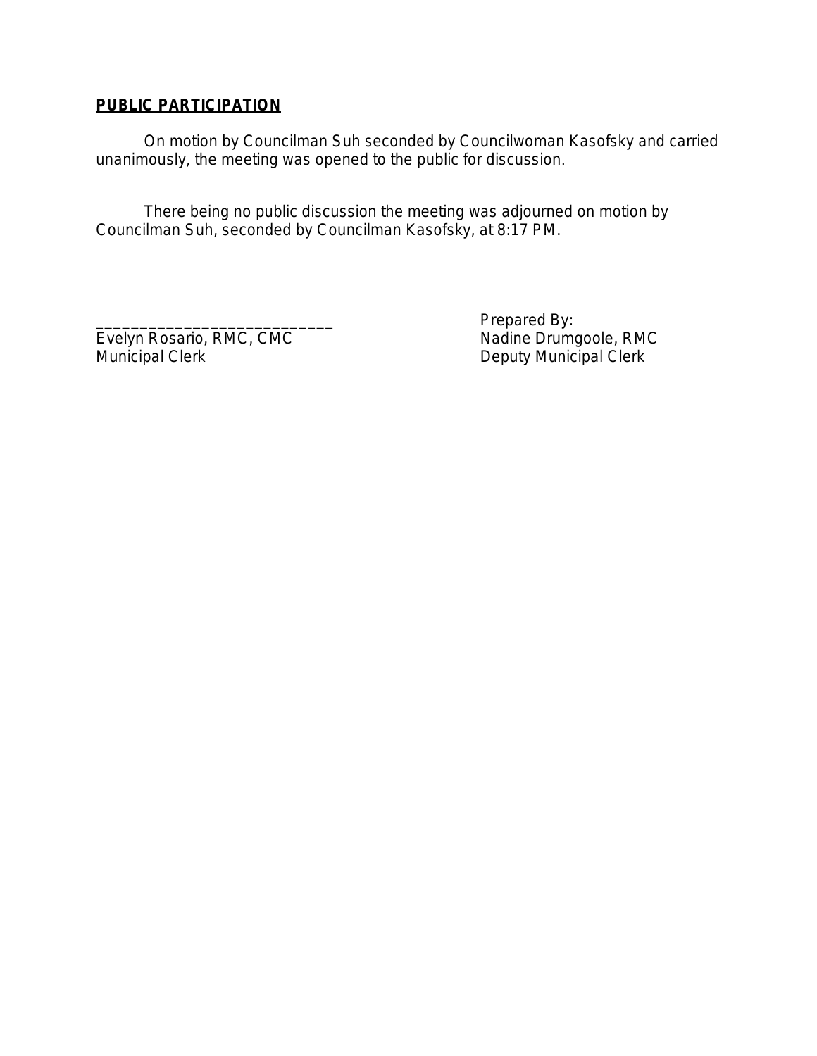**PUBLIC PARTICIPATION**

On motion by Councilman Suh seconded by Councilwoman Kasofsky and carried unanimously, the meeting was opened to the public for discussion.

There being no public discussion the meeting was adjourned on motion by Councilman Suh, seconded by Councilman Kasofsky, at 8:17 PM.

___________________________
Evelyn Rosario, RMC, CMC
Municipal Clerk

Prepared By:
Nadine Drumgoole, RMC
Deputy Municipal Clerk